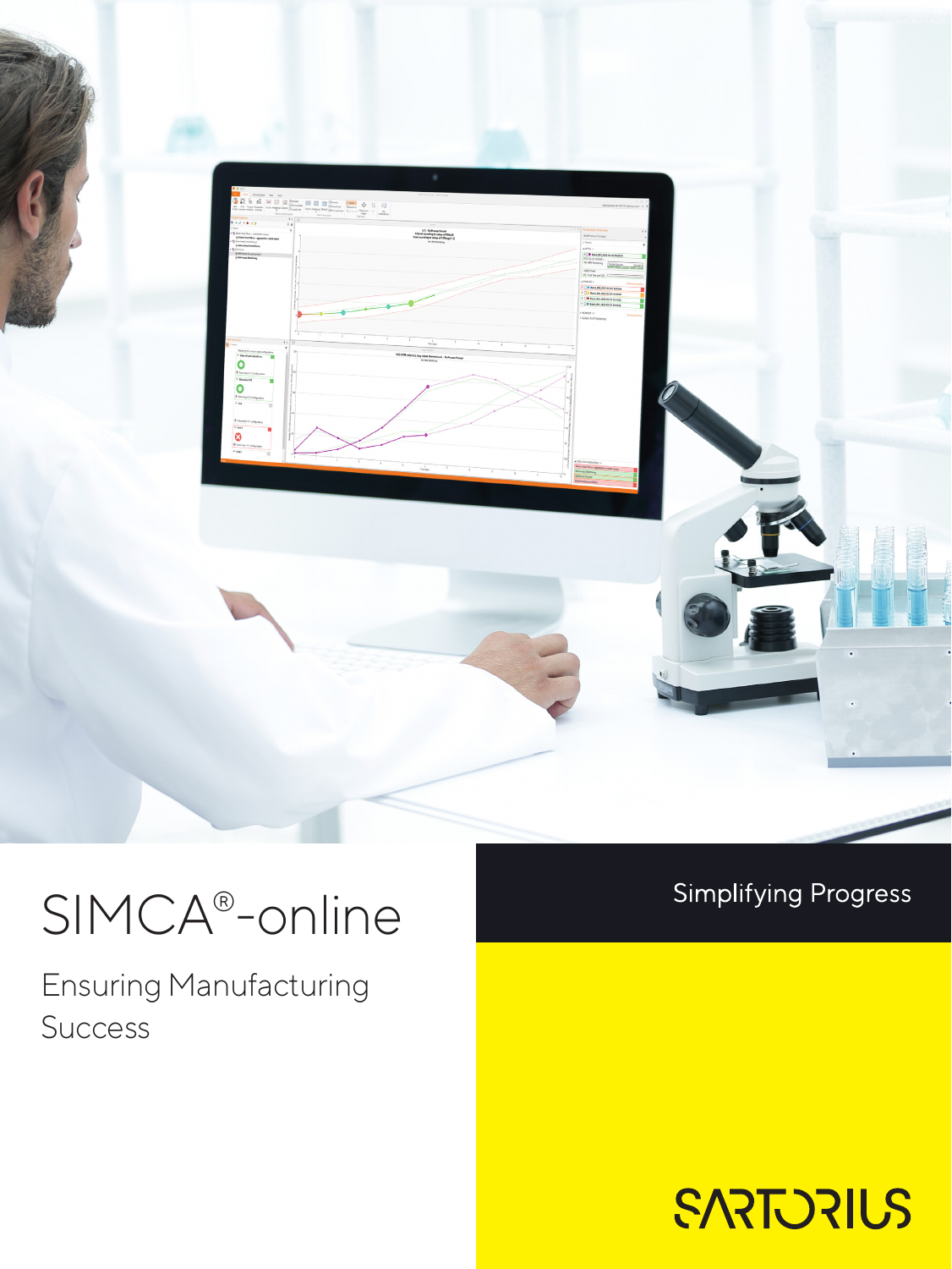# SIMCA®-online

## Ensuring Manufacturing Success

Simplifying Progress

SARTORIUS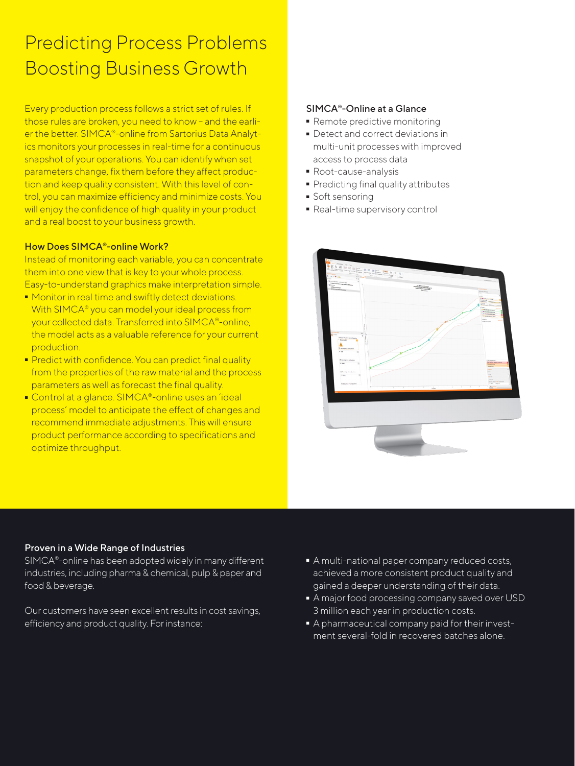# Predicting Process Problems Boosting Business Growth

Every production process follows a strict set of rules. If those rules are broken, you need to know – and the earlier the better. SIMCA®-online from Sartorius Data Analytics monitors your processes in real-time for a continuous snapshot of your operations. You can identify when set parameters change, fix them before they affect production and keep quality consistent. With this level of control, you can maximize efficiency and minimize costs. You will enjoy the confidence of high quality in your product and a real boost to your business growth.

### How Does SIMCA®-online Work?

Instead of monitoring each variable, you can concentrate them into one view that is key to your whole process. Easy-to-understand graphics make interpretation simple.

- Monitor in real time and swiftly detect deviations. With SIMCA® you can model your ideal process from your collected data. Transferred into SIMCA®-online, the model acts as a valuable reference for your current production.
- Predict with confidence. You can predict final quality from the properties of the raw material and the process parameters as well as forecast the final quality.
- Control at a glance. SIMCA®-online uses an 'ideal process' model to anticipate the effect of changes and recommend immediate adjustments. This will ensure product performance according to specifications and optimize throughput.

### SIMCA®-Online at a Glance

- Remote predictive monitoring
- Detect and correct deviations in multi-unit processes with improved access to process data
- Root-cause-analysis
- Predicting final quality attributes
- Soft sensoring
- Real-time supervisory control

### Proven in a Wide Range of Industries

SIMCA®-online has been adopted widely in many different industries, including pharma & chemical, pulp & paper and food & beverage.

Our customers have seen excellent results in cost savings, efficiency and product quality. For instance:

- A multi-national paper company reduced costs, achieved a more consistent product quality and gained a deeper understanding of their data.
- A major food processing company saved over USD 3 million each year in production costs.
- A pharmaceutical company paid for their investment several-fold in recovered batches alone.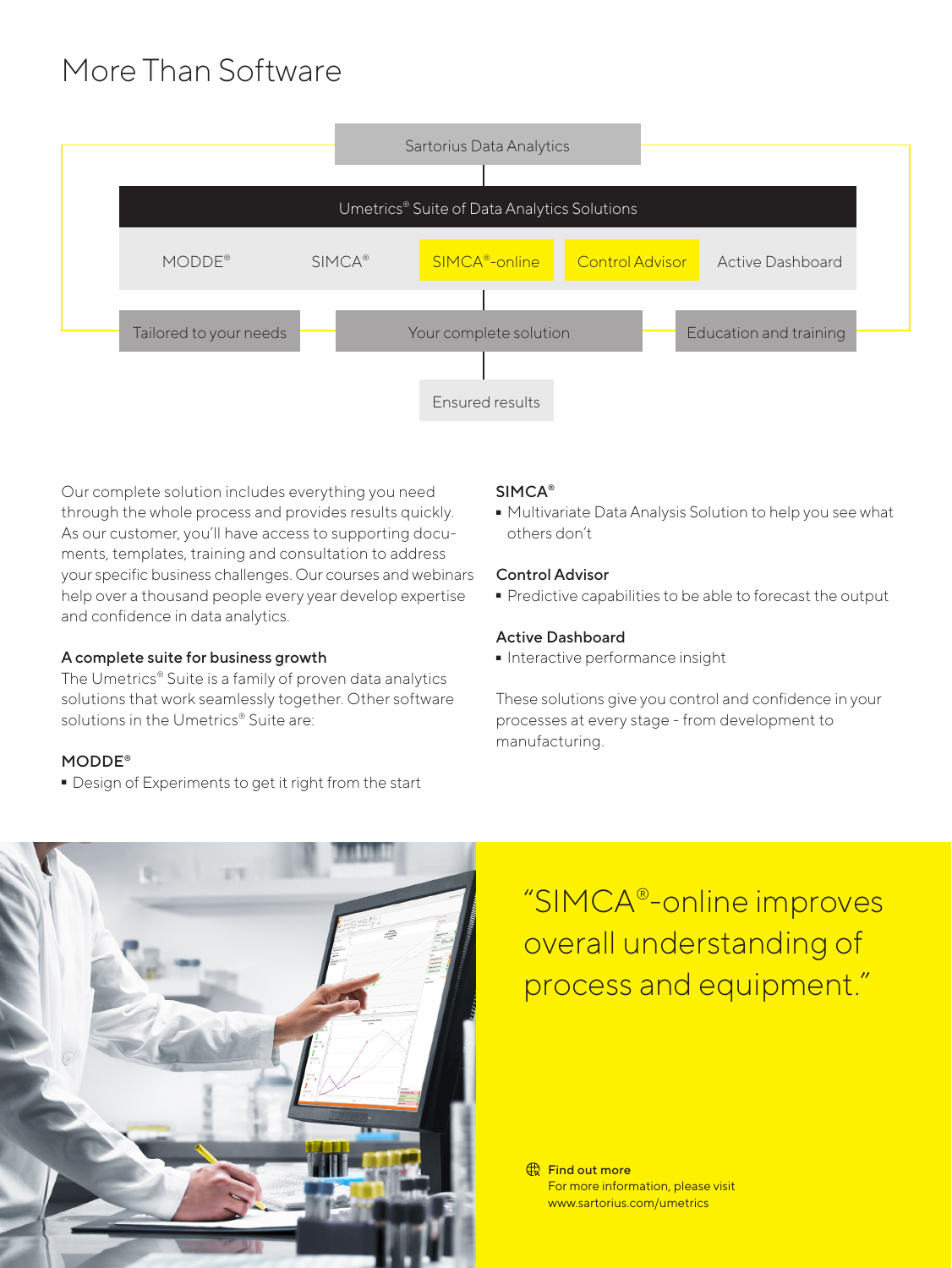# More Than Software

Sartorius Data Analytics

Umetrics® Suite of Data Analytics Solutions

MODDE® | SIMCA® | SIMCA®-online | Control Advisor | Active Dashboard

Tailored to your needs | Your complete solution | Education and training

Ensured results

Our complete solution includes everything you need through the whole process and provides results quickly. As our customer, you'll have access to supporting documents, templates, training and consultation to address your specific business challenges. Our courses and webinars help over a thousand people every year develop expertise and confidence in data analytics.

### A complete suite for business growth

The Umetrics® Suite is a family of proven data analytics solutions that work seamlessly together. Other software solutions in the Umetrics® Suite are:

**MODDE®**
- Design of Experiments to get it right from the start

**SIMCA®**
- Multivariate Data Analysis Solution to help you see what others don't

**Control Advisor**
- Predictive capabilities to be able to forecast the output

**Active Dashboard**
- Interactive performance insight

These solutions give you control and confidence in your processes at every stage - from development to manufacturing.

"SIMCA®-online improves overall understanding of process and equipment."

**Find out more**
For more information, please visit www.sartorius.com/umetrics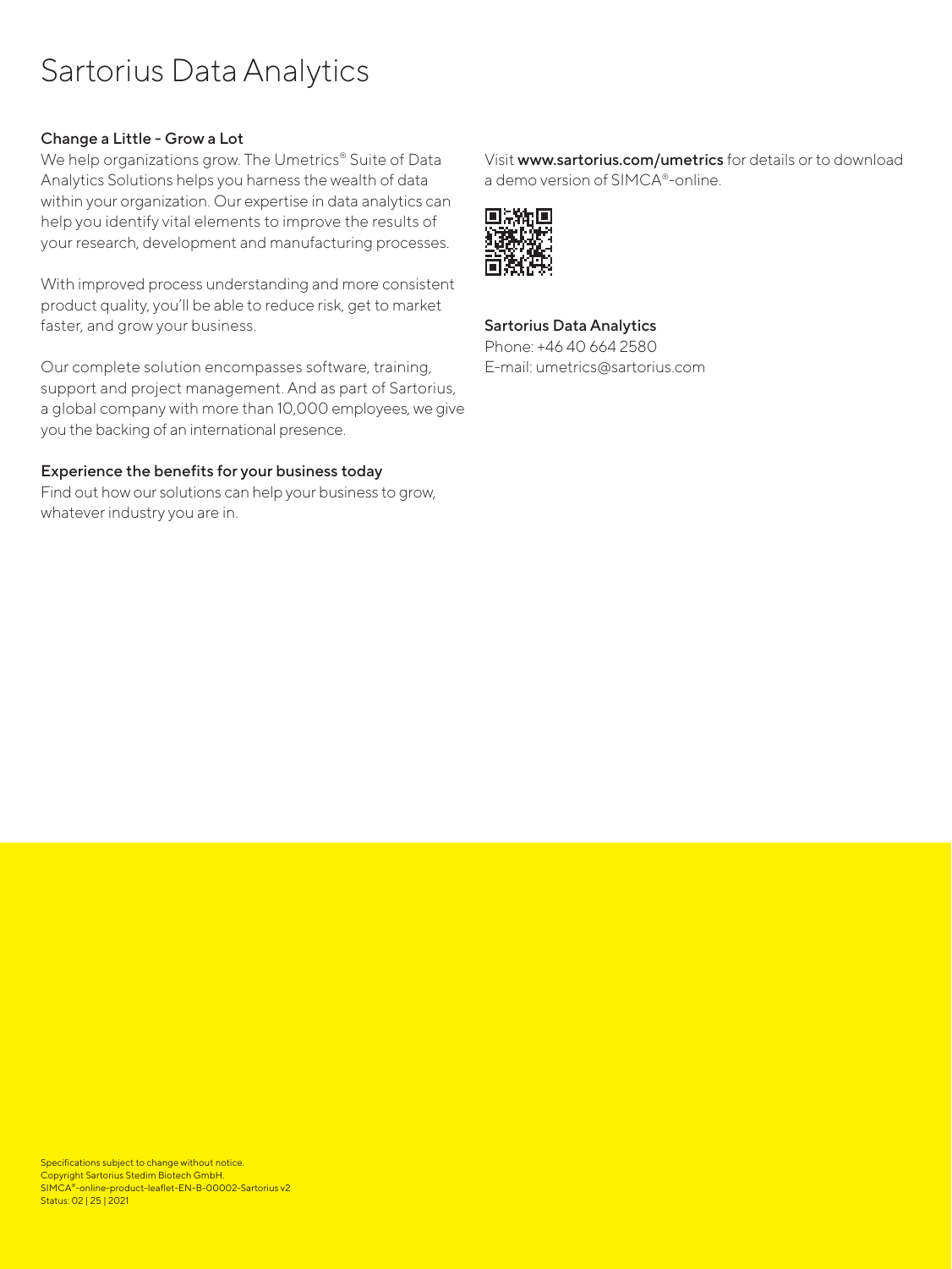# Sartorius Data Analytics

### Change a Little - Grow a Lot

We help organizations grow. The Umetrics® Suite of Data Analytics Solutions helps you harness the wealth of data within your organization. Our expertise in data analytics can help you identify vital elements to improve the results of your research, development and manufacturing processes.

With improved process understanding and more consistent product quality, you'll be able to reduce risk, get to market faster, and grow your business.

Our complete solution encompasses software, training, support and project management. And as part of Sartorius, a global company with more than 10,000 employees, we give you the backing of an international presence.

### Experience the benefits for your business today

Find out how our solutions can help your business to grow, whatever industry you are in.

Visit **www.sartorius.com/umetrics** for details or to download a demo version of SIMCA®-online.

**Sartorius Data Analytics**
Phone: +46 40 664 2580
E-mail: umetrics@sartorius.com

Specifications subject to change without notice.
Copyright Sartorius Stedim Biotech GmbH.
SIMCA®-online-product-leaflet-EN-B-00002-Sartorius v2
Status: 02 | 25 | 2021